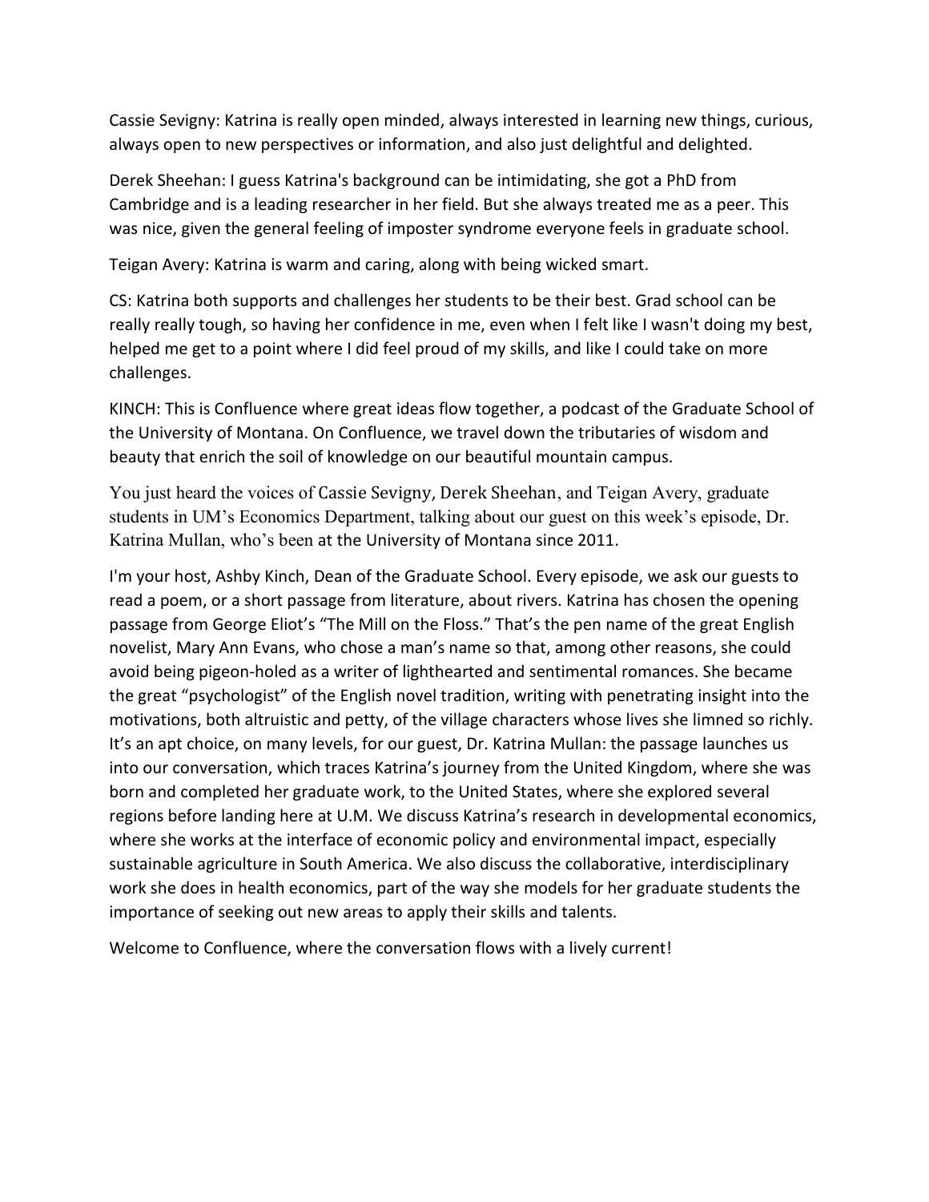Cassie Sevigny: Katrina is really open minded, always interested in learning new things, curious, always open to new perspectives or information, and also just delightful and delighted.

Derek Sheehan: I guess Katrina's background can be intimidating, she got a PhD from Cambridge and is a leading researcher in her field. But she always treated me as a peer. This was nice, given the general feeling of imposter syndrome everyone feels in graduate school.

Teigan Avery: Katrina is warm and caring, along with being wicked smart.

CS: Katrina both supports and challenges her students to be their best. Grad school can be really really tough, so having her confidence in me, even when I felt like I wasn't doing my best, helped me get to a point where I did feel proud of my skills, and like I could take on more challenges.

KINCH: This is Confluence where great ideas flow together, a podcast of the Graduate School of the University of Montana. On Confluence, we travel down the tributaries of wisdom and beauty that enrich the soil of knowledge on our beautiful mountain campus.

You just heard the voices of Cassie Sevigny, Derek Sheehan, and Teigan Avery, graduate students in UM's Economics Department, talking about our guest on this week's episode, Dr. Katrina Mullan, who's been at the University of Montana since 2011.

I'm your host, Ashby Kinch, Dean of the Graduate School. Every episode, we ask our guests to read a poem, or a short passage from literature, about rivers. Katrina has chosen the opening passage from George Eliot's "The Mill on the Floss." That's the pen name of the great English novelist, Mary Ann Evans, who chose a man's name so that, among other reasons, she could avoid being pigeon-holed as a writer of lighthearted and sentimental romances. She became the great "psychologist" of the English novel tradition, writing with penetrating insight into the motivations, both altruistic and petty, of the village characters whose lives she limned so richly. It's an apt choice, on many levels, for our guest, Dr. Katrina Mullan: the passage launches us into our conversation, which traces Katrina's journey from the United Kingdom, where she was born and completed her graduate work, to the United States, where she explored several regions before landing here at U.M. We discuss Katrina's research in developmental economics, where she works at the interface of economic policy and environmental impact, especially sustainable agriculture in South America. We also discuss the collaborative, interdisciplinary work she does in health economics, part of the way she models for her graduate students the importance of seeking out new areas to apply their skills and talents.

Welcome to Confluence, where the conversation flows with a lively current!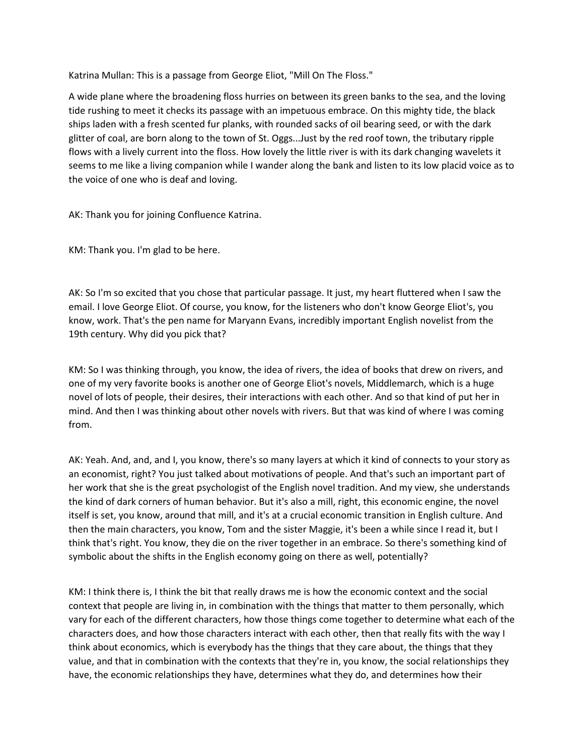Katrina Mullan: This is a passage from George Eliot, "Mill On The Floss."

A wide plane where the broadening floss hurries on between its green banks to the sea, and the loving tide rushing to meet it checks its passage with an impetuous embrace. On this mighty tide, the black ships laden with a fresh scented fur planks, with rounded sacks of oil bearing seed, or with the dark glitter of coal, are born along to the town of St. Oggs...Just by the red roof town, the tributary ripple flows with a lively current into the floss. How lovely the little river is with its dark changing wavelets it seems to me like a living companion while I wander along the bank and listen to its low placid voice as to the voice of one who is deaf and loving.

AK: Thank you for joining Confluence Katrina.

KM: Thank you. I'm glad to be here.

AK: So I'm so excited that you chose that particular passage. It just, my heart fluttered when I saw the email. I love George Eliot. Of course, you know, for the listeners who don't know George Eliot's, you know, work. That's the pen name for Maryann Evans, incredibly important English novelist from the 19th century. Why did you pick that?

KM: So I was thinking through, you know, the idea of rivers, the idea of books that drew on rivers, and one of my very favorite books is another one of George Eliot's novels, Middlemarch, which is a huge novel of lots of people, their desires, their interactions with each other. And so that kind of put her in mind. And then I was thinking about other novels with rivers. But that was kind of where I was coming from.

AK: Yeah. And, and, and I, you know, there's so many layers at which it kind of connects to your story as an economist, right? You just talked about motivations of people. And that's such an important part of her work that she is the great psychologist of the English novel tradition. And my view, she understands the kind of dark corners of human behavior. But it's also a mill, right, this economic engine, the novel itself is set, you know, around that mill, and it's at a crucial economic transition in English culture. And then the main characters, you know, Tom and the sister Maggie, it's been a while since I read it, but I think that's right. You know, they die on the river together in an embrace. So there's something kind of symbolic about the shifts in the English economy going on there as well, potentially?

KM: I think there is, I think the bit that really draws me is how the economic context and the social context that people are living in, in combination with the things that matter to them personally, which vary for each of the different characters, how those things come together to determine what each of the characters does, and how those characters interact with each other, then that really fits with the way I think about economics, which is everybody has the things that they care about, the things that they value, and that in combination with the contexts that they're in, you know, the social relationships they have, the economic relationships they have, determines what they do, and determines how their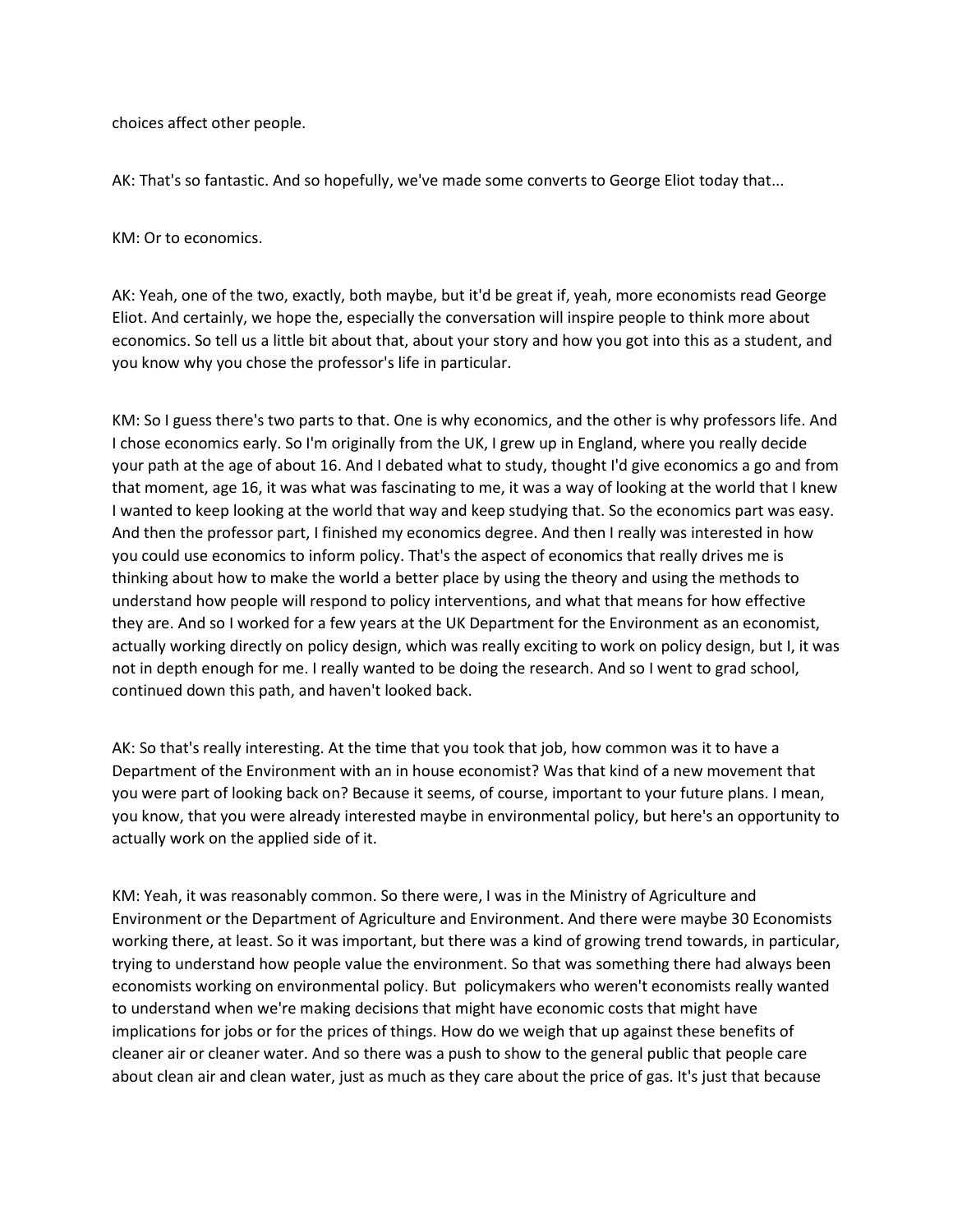choices affect other people.

AK: That's so fantastic. And so hopefully, we've made some converts to George Eliot today that...

KM: Or to economics.

AK: Yeah, one of the two, exactly, both maybe, but it'd be great if, yeah, more economists read George Eliot. And certainly, we hope the, especially the conversation will inspire people to think more about economics. So tell us a little bit about that, about your story and how you got into this as a student, and you know why you chose the professor's life in particular.

KM: So I guess there's two parts to that. One is why economics, and the other is why professors life. And I chose economics early. So I'm originally from the UK, I grew up in England, where you really decide your path at the age of about 16. And I debated what to study, thought I'd give economics a go and from that moment, age 16, it was what was fascinating to me, it was a way of looking at the world that I knew I wanted to keep looking at the world that way and keep studying that. So the economics part was easy. And then the professor part, I finished my economics degree. And then I really was interested in how you could use economics to inform policy. That's the aspect of economics that really drives me is thinking about how to make the world a better place by using the theory and using the methods to understand how people will respond to policy interventions, and what that means for how effective they are. And so I worked for a few years at the UK Department for the Environment as an economist, actually working directly on policy design, which was really exciting to work on policy design, but I, it was not in depth enough for me. I really wanted to be doing the research. And so I went to grad school, continued down this path, and haven't looked back.

AK: So that's really interesting. At the time that you took that job, how common was it to have a Department of the Environment with an in house economist? Was that kind of a new movement that you were part of looking back on? Because it seems, of course, important to your future plans. I mean, you know, that you were already interested maybe in environmental policy, but here's an opportunity to actually work on the applied side of it.

KM: Yeah, it was reasonably common. So there were, I was in the Ministry of Agriculture and Environment or the Department of Agriculture and Environment. And there were maybe 30 Economists working there, at least. So it was important, but there was a kind of growing trend towards, in particular, trying to understand how people value the environment. So that was something there had always been economists working on environmental policy. But policymakers who weren't economists really wanted to understand when we're making decisions that might have economic costs that might have implications for jobs or for the prices of things. How do we weigh that up against these benefits of cleaner air or cleaner water. And so there was a push to show to the general public that people care about clean air and clean water, just as much as they care about the price of gas. It's just that because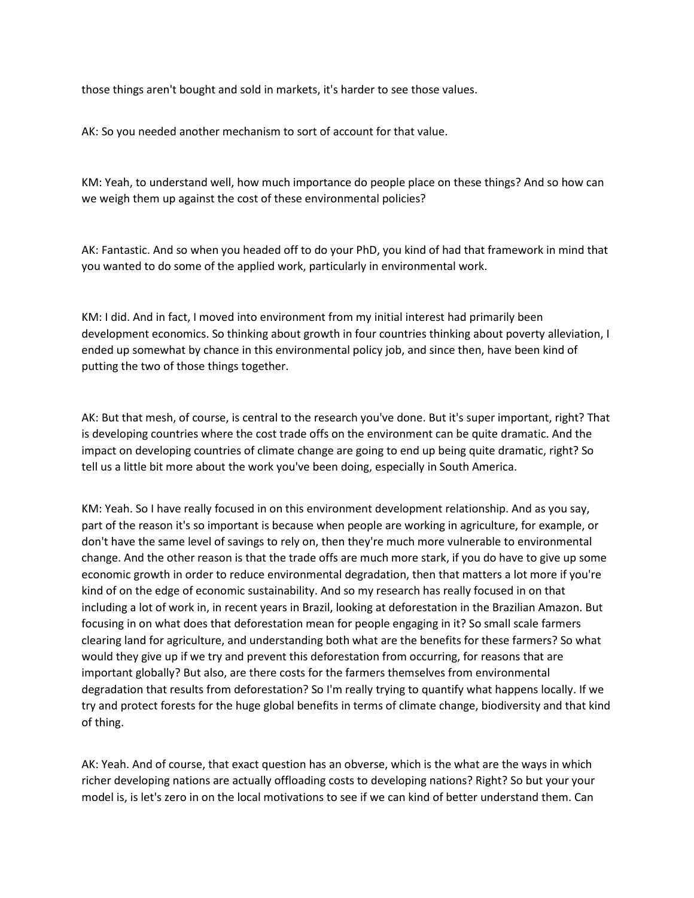those things aren't bought and sold in markets, it's harder to see those values.

AK: So you needed another mechanism to sort of account for that value.

KM: Yeah, to understand well, how much importance do people place on these things? And so how can we weigh them up against the cost of these environmental policies?

AK: Fantastic. And so when you headed off to do your PhD, you kind of had that framework in mind that you wanted to do some of the applied work, particularly in environmental work.

KM: I did. And in fact, I moved into environment from my initial interest had primarily been development economics. So thinking about growth in four countries thinking about poverty alleviation, I ended up somewhat by chance in this environmental policy job, and since then, have been kind of putting the two of those things together.

AK: But that mesh, of course, is central to the research you've done. But it's super important, right? That is developing countries where the cost trade offs on the environment can be quite dramatic. And the impact on developing countries of climate change are going to end up being quite dramatic, right? So tell us a little bit more about the work you've been doing, especially in South America.

KM: Yeah. So I have really focused in on this environment development relationship. And as you say, part of the reason it's so important is because when people are working in agriculture, for example, or don't have the same level of savings to rely on, then they're much more vulnerable to environmental change. And the other reason is that the trade offs are much more stark, if you do have to give up some economic growth in order to reduce environmental degradation, then that matters a lot more if you're kind of on the edge of economic sustainability. And so my research has really focused in on that including a lot of work in, in recent years in Brazil, looking at deforestation in the Brazilian Amazon. But focusing in on what does that deforestation mean for people engaging in it? So small scale farmers clearing land for agriculture, and understanding both what are the benefits for these farmers? So what would they give up if we try and prevent this deforestation from occurring, for reasons that are important globally? But also, are there costs for the farmers themselves from environmental degradation that results from deforestation? So I'm really trying to quantify what happens locally. If we try and protect forests for the huge global benefits in terms of climate change, biodiversity and that kind of thing.

AK: Yeah. And of course, that exact question has an obverse, which is the what are the ways in which richer developing nations are actually offloading costs to developing nations? Right? So but your your model is, is let's zero in on the local motivations to see if we can kind of better understand them. Can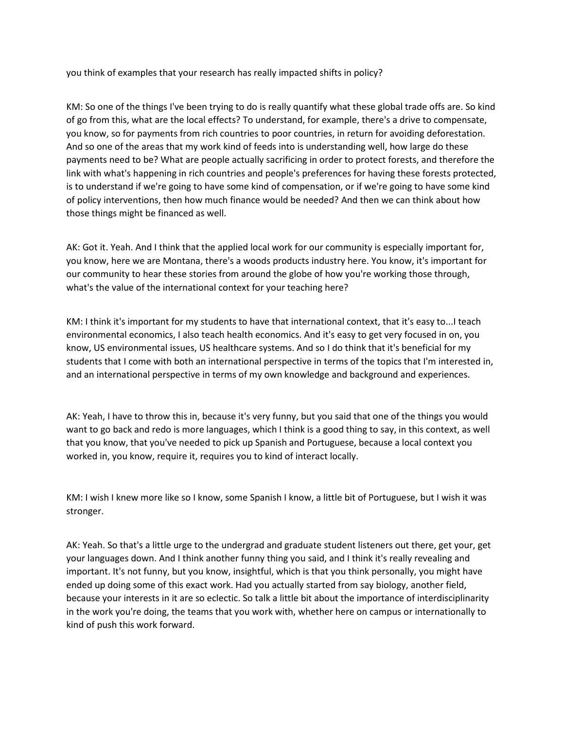you think of examples that your research has really impacted shifts in policy?

KM: So one of the things I've been trying to do is really quantify what these global trade offs are. So kind of go from this, what are the local effects? To understand, for example, there's a drive to compensate, you know, so for payments from rich countries to poor countries, in return for avoiding deforestation. And so one of the areas that my work kind of feeds into is understanding well, how large do these payments need to be? What are people actually sacrificing in order to protect forests, and therefore the link with what's happening in rich countries and people's preferences for having these forests protected, is to understand if we're going to have some kind of compensation, or if we're going to have some kind of policy interventions, then how much finance would be needed? And then we can think about how those things might be financed as well.

AK: Got it. Yeah. And I think that the applied local work for our community is especially important for, you know, here we are Montana, there's a woods products industry here. You know, it's important for our community to hear these stories from around the globe of how you're working those through, what's the value of the international context for your teaching here?

KM: I think it's important for my students to have that international context, that it's easy to...I teach environmental economics, I also teach health economics. And it's easy to get very focused in on, you know, US environmental issues, US healthcare systems. And so I do think that it's beneficial for my students that I come with both an international perspective in terms of the topics that I'm interested in, and an international perspective in terms of my own knowledge and background and experiences.

AK: Yeah, I have to throw this in, because it's very funny, but you said that one of the things you would want to go back and redo is more languages, which I think is a good thing to say, in this context, as well that you know, that you've needed to pick up Spanish and Portuguese, because a local context you worked in, you know, require it, requires you to kind of interact locally.

KM: I wish I knew more like so I know, some Spanish I know, a little bit of Portuguese, but I wish it was stronger.

AK: Yeah. So that's a little urge to the undergrad and graduate student listeners out there, get your, get your languages down. And I think another funny thing you said, and I think it's really revealing and important. It's not funny, but you know, insightful, which is that you think personally, you might have ended up doing some of this exact work. Had you actually started from say biology, another field, because your interests in it are so eclectic. So talk a little bit about the importance of interdisciplinarity in the work you're doing, the teams that you work with, whether here on campus or internationally to kind of push this work forward.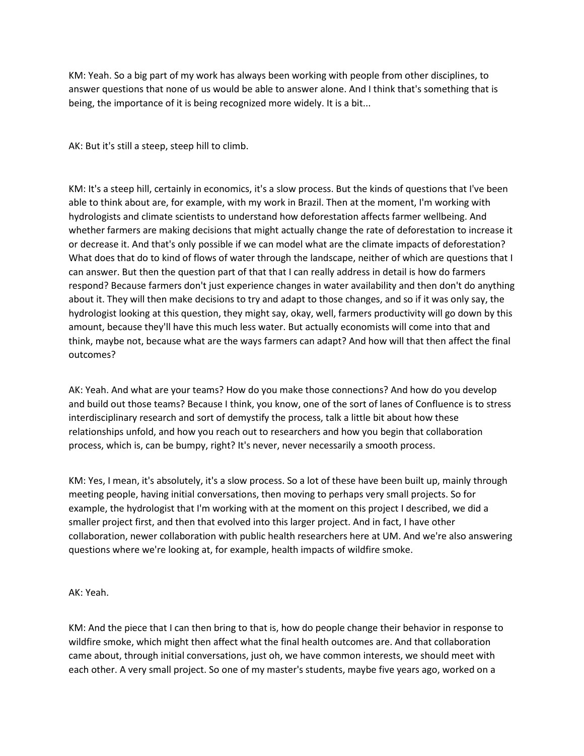KM: Yeah. So a big part of my work has always been working with people from other disciplines, to answer questions that none of us would be able to answer alone. And I think that's something that is being, the importance of it is being recognized more widely. It is a bit...

AK: But it's still a steep, steep hill to climb.

KM: It's a steep hill, certainly in economics, it's a slow process. But the kinds of questions that I've been able to think about are, for example, with my work in Brazil. Then at the moment, I'm working with hydrologists and climate scientists to understand how deforestation affects farmer wellbeing. And whether farmers are making decisions that might actually change the rate of deforestation to increase it or decrease it. And that's only possible if we can model what are the climate impacts of deforestation? What does that do to kind of flows of water through the landscape, neither of which are questions that I can answer. But then the question part of that that I can really address in detail is how do farmers respond? Because farmers don't just experience changes in water availability and then don't do anything about it. They will then make decisions to try and adapt to those changes, and so if it was only say, the hydrologist looking at this question, they might say, okay, well, farmers productivity will go down by this amount, because they'll have this much less water. But actually economists will come into that and think, maybe not, because what are the ways farmers can adapt? And how will that then affect the final outcomes?

AK: Yeah. And what are your teams? How do you make those connections? And how do you develop and build out those teams? Because I think, you know, one of the sort of lanes of Confluence is to stress interdisciplinary research and sort of demystify the process, talk a little bit about how these relationships unfold, and how you reach out to researchers and how you begin that collaboration process, which is, can be bumpy, right? It's never, never necessarily a smooth process.

KM: Yes, I mean, it's absolutely, it's a slow process. So a lot of these have been built up, mainly through meeting people, having initial conversations, then moving to perhaps very small projects. So for example, the hydrologist that I'm working with at the moment on this project I described, we did a smaller project first, and then that evolved into this larger project. And in fact, I have other collaboration, newer collaboration with public health researchers here at UM. And we're also answering questions where we're looking at, for example, health impacts of wildfire smoke.

AK: Yeah.

KM: And the piece that I can then bring to that is, how do people change their behavior in response to wildfire smoke, which might then affect what the final health outcomes are. And that collaboration came about, through initial conversations, just oh, we have common interests, we should meet with each other. A very small project. So one of my master's students, maybe five years ago, worked on a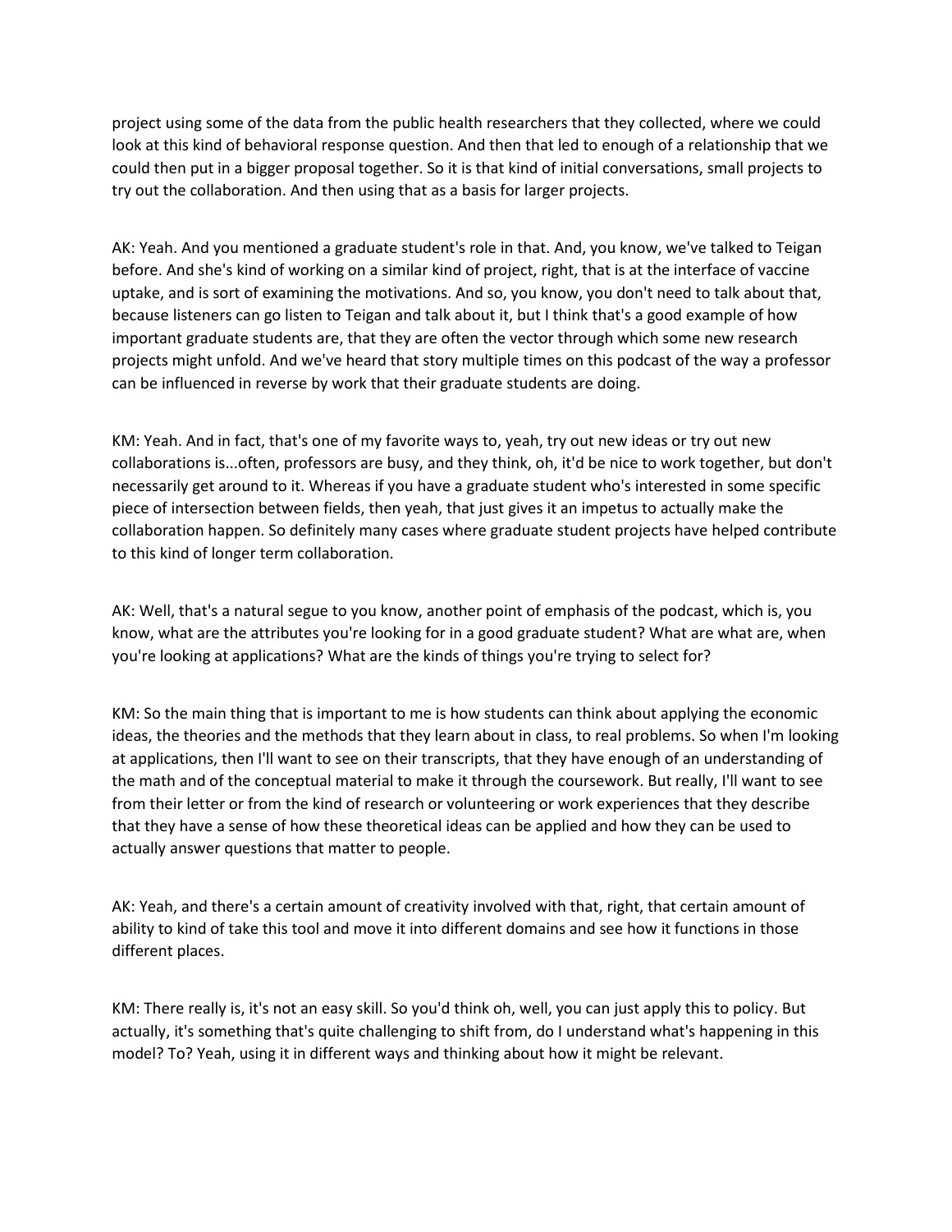project using some of the data from the public health researchers that they collected, where we could look at this kind of behavioral response question. And then that led to enough of a relationship that we could then put in a bigger proposal together. So it is that kind of initial conversations, small projects to try out the collaboration. And then using that as a basis for larger projects.

AK: Yeah. And you mentioned a graduate student's role in that. And, you know, we've talked to Teigan before. And she's kind of working on a similar kind of project, right, that is at the interface of vaccine uptake, and is sort of examining the motivations. And so, you know, you don't need to talk about that, because listeners can go listen to Teigan and talk about it, but I think that's a good example of how important graduate students are, that they are often the vector through which some new research projects might unfold. And we've heard that story multiple times on this podcast of the way a professor can be influenced in reverse by work that their graduate students are doing.

KM: Yeah. And in fact, that's one of my favorite ways to, yeah, try out new ideas or try out new collaborations is...often, professors are busy, and they think, oh, it'd be nice to work together, but don't necessarily get around to it. Whereas if you have a graduate student who's interested in some specific piece of intersection between fields, then yeah, that just gives it an impetus to actually make the collaboration happen. So definitely many cases where graduate student projects have helped contribute to this kind of longer term collaboration.

AK: Well, that's a natural segue to you know, another point of emphasis of the podcast, which is, you know, what are the attributes you're looking for in a good graduate student? What are what are, when you're looking at applications? What are the kinds of things you're trying to select for?

KM: So the main thing that is important to me is how students can think about applying the economic ideas, the theories and the methods that they learn about in class, to real problems. So when I'm looking at applications, then I'll want to see on their transcripts, that they have enough of an understanding of the math and of the conceptual material to make it through the coursework. But really, I'll want to see from their letter or from the kind of research or volunteering or work experiences that they describe that they have a sense of how these theoretical ideas can be applied and how they can be used to actually answer questions that matter to people.

AK: Yeah, and there's a certain amount of creativity involved with that, right, that certain amount of ability to kind of take this tool and move it into different domains and see how it functions in those different places.

KM: There really is, it's not an easy skill. So you'd think oh, well, you can just apply this to policy. But actually, it's something that's quite challenging to shift from, do I understand what's happening in this model? To? Yeah, using it in different ways and thinking about how it might be relevant.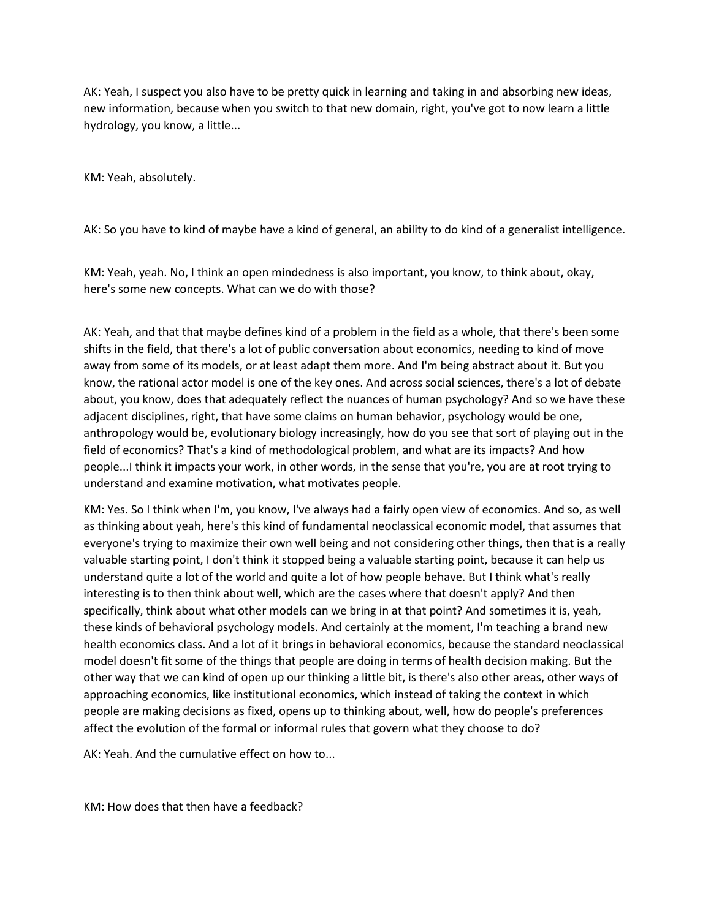AK: Yeah, I suspect you also have to be pretty quick in learning and taking in and absorbing new ideas, new information, because when you switch to that new domain, right, you've got to now learn a little hydrology, you know, a little...

KM: Yeah, absolutely.

AK: So you have to kind of maybe have a kind of general, an ability to do kind of a generalist intelligence.

KM: Yeah, yeah. No, I think an open mindedness is also important, you know, to think about, okay, here's some new concepts. What can we do with those?

AK: Yeah, and that that maybe defines kind of a problem in the field as a whole, that there's been some shifts in the field, that there's a lot of public conversation about economics, needing to kind of move away from some of its models, or at least adapt them more. And I'm being abstract about it. But you know, the rational actor model is one of the key ones. And across social sciences, there's a lot of debate about, you know, does that adequately reflect the nuances of human psychology? And so we have these adjacent disciplines, right, that have some claims on human behavior, psychology would be one, anthropology would be, evolutionary biology increasingly, how do you see that sort of playing out in the field of economics? That's a kind of methodological problem, and what are its impacts? And how people...I think it impacts your work, in other words, in the sense that you're, you are at root trying to understand and examine motivation, what motivates people.

KM: Yes. So I think when I'm, you know, I've always had a fairly open view of economics. And so, as well as thinking about yeah, here's this kind of fundamental neoclassical economic model, that assumes that everyone's trying to maximize their own well being and not considering other things, then that is a really valuable starting point, I don't think it stopped being a valuable starting point, because it can help us understand quite a lot of the world and quite a lot of how people behave. But I think what's really interesting is to then think about well, which are the cases where that doesn't apply? And then specifically, think about what other models can we bring in at that point? And sometimes it is, yeah, these kinds of behavioral psychology models. And certainly at the moment, I'm teaching a brand new health economics class. And a lot of it brings in behavioral economics, because the standard neoclassical model doesn't fit some of the things that people are doing in terms of health decision making. But the other way that we can kind of open up our thinking a little bit, is there's also other areas, other ways of approaching economics, like institutional economics, which instead of taking the context in which people are making decisions as fixed, opens up to thinking about, well, how do people's preferences affect the evolution of the formal or informal rules that govern what they choose to do?

AK: Yeah. And the cumulative effect on how to...

KM: How does that then have a feedback?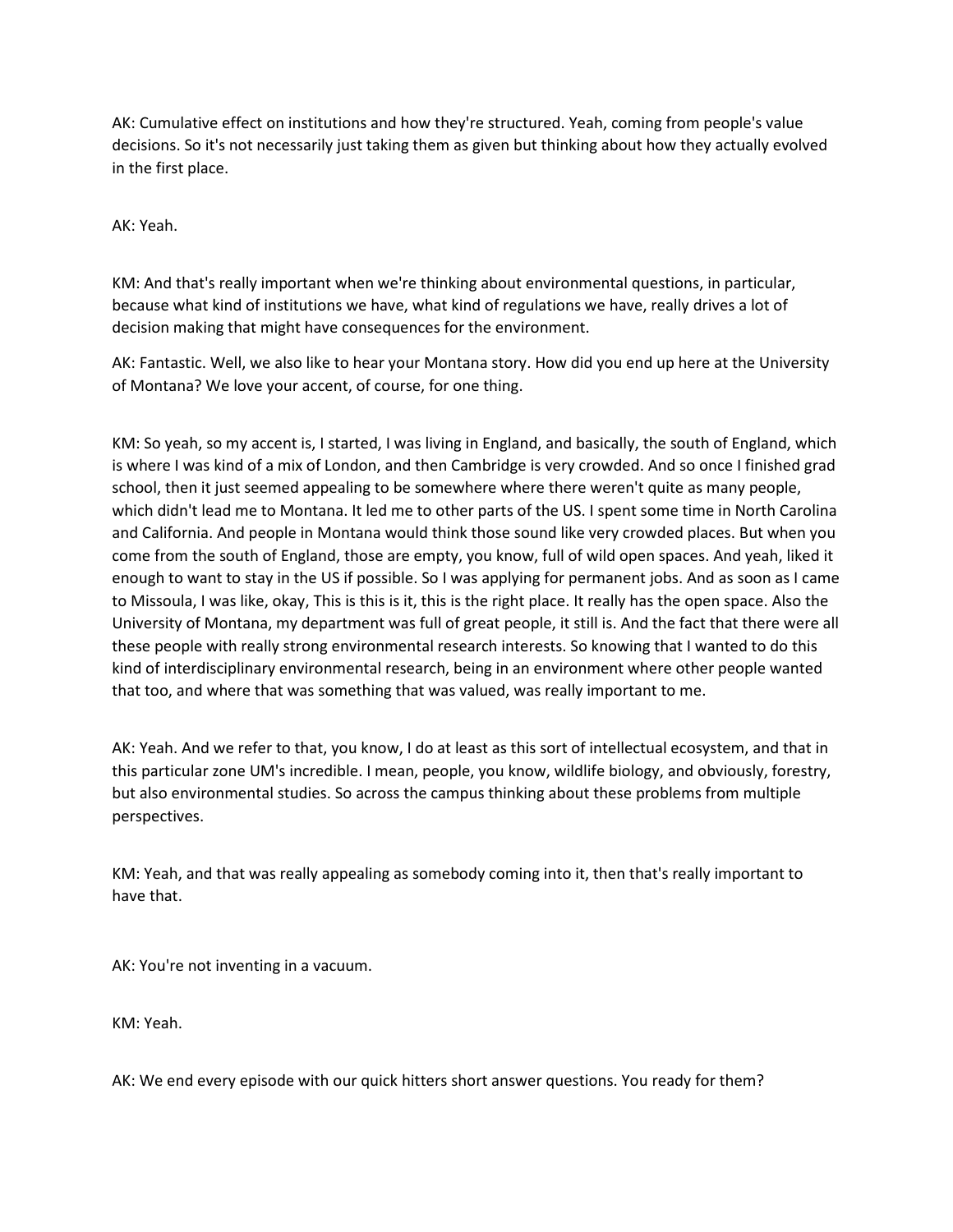AK: Cumulative effect on institutions and how they're structured. Yeah, coming from people's value decisions. So it's not necessarily just taking them as given but thinking about how they actually evolved in the first place.

AK: Yeah.

KM: And that's really important when we're thinking about environmental questions, in particular, because what kind of institutions we have, what kind of regulations we have, really drives a lot of decision making that might have consequences for the environment.

AK: Fantastic. Well, we also like to hear your Montana story. How did you end up here at the University of Montana? We love your accent, of course, for one thing.

KM: So yeah, so my accent is, I started, I was living in England, and basically, the south of England, which is where I was kind of a mix of London, and then Cambridge is very crowded. And so once I finished grad school, then it just seemed appealing to be somewhere where there weren't quite as many people, which didn't lead me to Montana. It led me to other parts of the US. I spent some time in North Carolina and California. And people in Montana would think those sound like very crowded places. But when you come from the south of England, those are empty, you know, full of wild open spaces. And yeah, liked it enough to want to stay in the US if possible. So I was applying for permanent jobs. And as soon as I came to Missoula, I was like, okay, This is this is it, this is the right place. It really has the open space. Also the University of Montana, my department was full of great people, it still is. And the fact that there were all these people with really strong environmental research interests. So knowing that I wanted to do this kind of interdisciplinary environmental research, being in an environment where other people wanted that too, and where that was something that was valued, was really important to me.

AK: Yeah. And we refer to that, you know, I do at least as this sort of intellectual ecosystem, and that in this particular zone UM's incredible. I mean, people, you know, wildlife biology, and obviously, forestry, but also environmental studies. So across the campus thinking about these problems from multiple perspectives.

KM: Yeah, and that was really appealing as somebody coming into it, then that's really important to have that.

AK: You're not inventing in a vacuum.

KM: Yeah.

AK: We end every episode with our quick hitters short answer questions. You ready for them?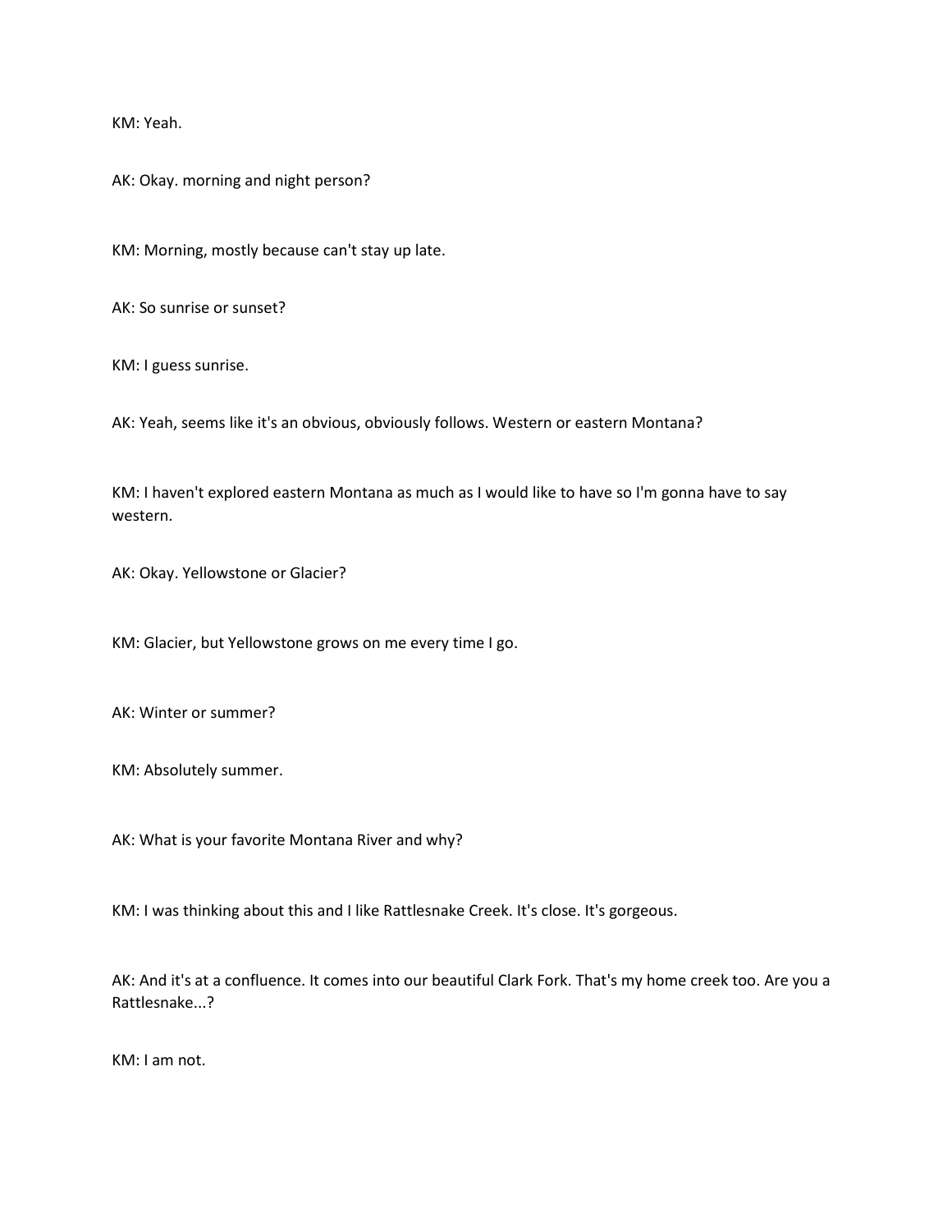KM: Yeah.

AK: Okay. morning and night person?

KM: Morning, mostly because can't stay up late.

AK: So sunrise or sunset?

KM: I guess sunrise.

AK: Yeah, seems like it's an obvious, obviously follows. Western or eastern Montana?

KM: I haven't explored eastern Montana as much as I would like to have so I'm gonna have to say western.

AK: Okay. Yellowstone or Glacier?

KM: Glacier, but Yellowstone grows on me every time I go.

AK: Winter or summer?

KM: Absolutely summer.

AK: What is your favorite Montana River and why?

KM: I was thinking about this and I like Rattlesnake Creek. It's close. It's gorgeous.

AK: And it's at a confluence. It comes into our beautiful Clark Fork. That's my home creek too. Are you a Rattlesnake...?

KM: I am not.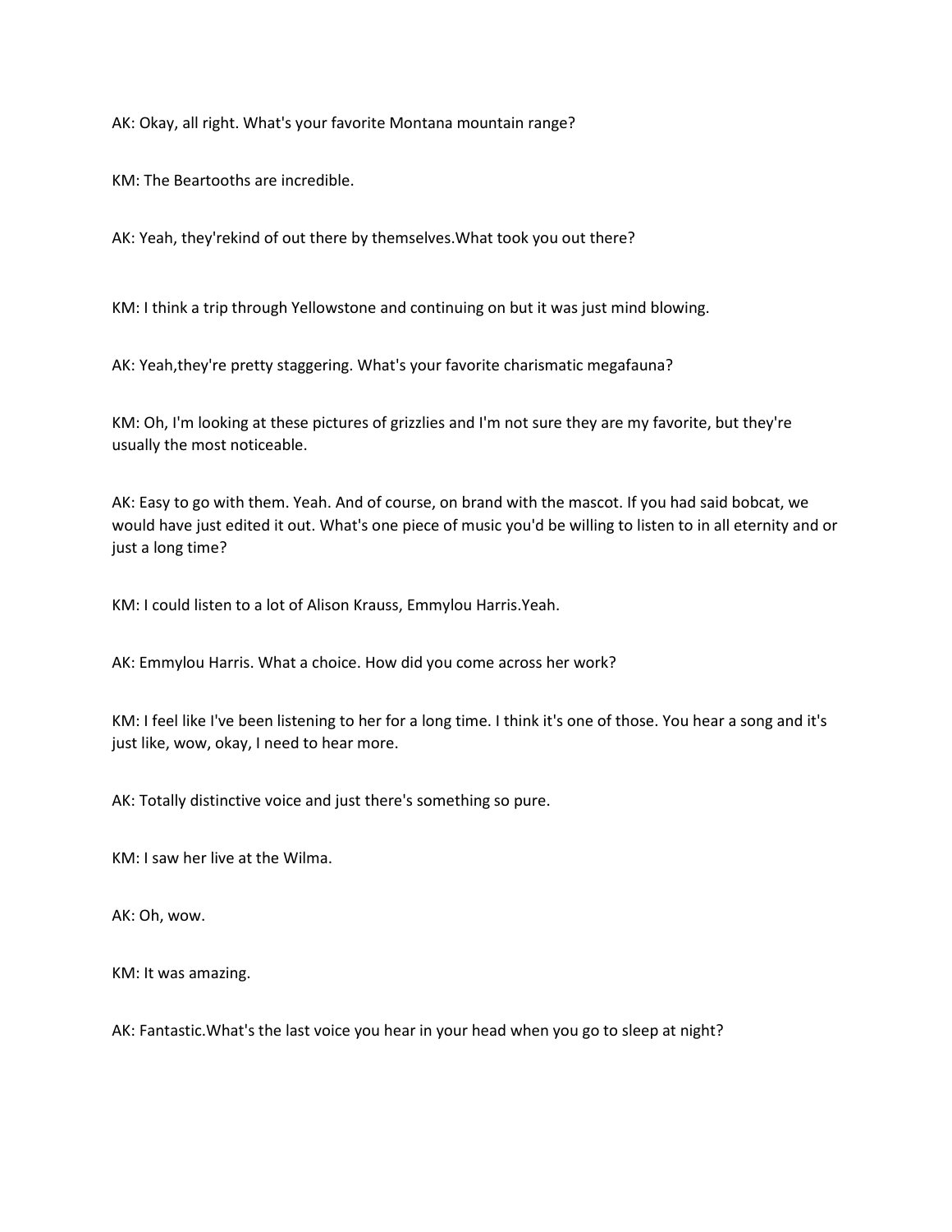AK: Okay, all right. What's your favorite Montana mountain range?

KM: The Beartooths are incredible.

AK: Yeah, they'rekind of out there by themselves.What took you out there?

KM: I think a trip through Yellowstone and continuing on but it was just mind blowing.

AK: Yeah,they're pretty staggering. What's your favorite charismatic megafauna?

KM: Oh, I'm looking at these pictures of grizzlies and I'm not sure they are my favorite, but they're usually the most noticeable.

AK: Easy to go with them. Yeah. And of course, on brand with the mascot. If you had said bobcat, we would have just edited it out. What's one piece of music you'd be willing to listen to in all eternity and or just a long time?

KM: I could listen to a lot of Alison Krauss, Emmylou Harris.Yeah.

AK: Emmylou Harris. What a choice. How did you come across her work?

KM: I feel like I've been listening to her for a long time. I think it's one of those. You hear a song and it's just like, wow, okay, I need to hear more.

AK: Totally distinctive voice and just there's something so pure.

KM: I saw her live at the Wilma.

AK: Oh, wow.

KM: It was amazing.

AK: Fantastic.What's the last voice you hear in your head when you go to sleep at night?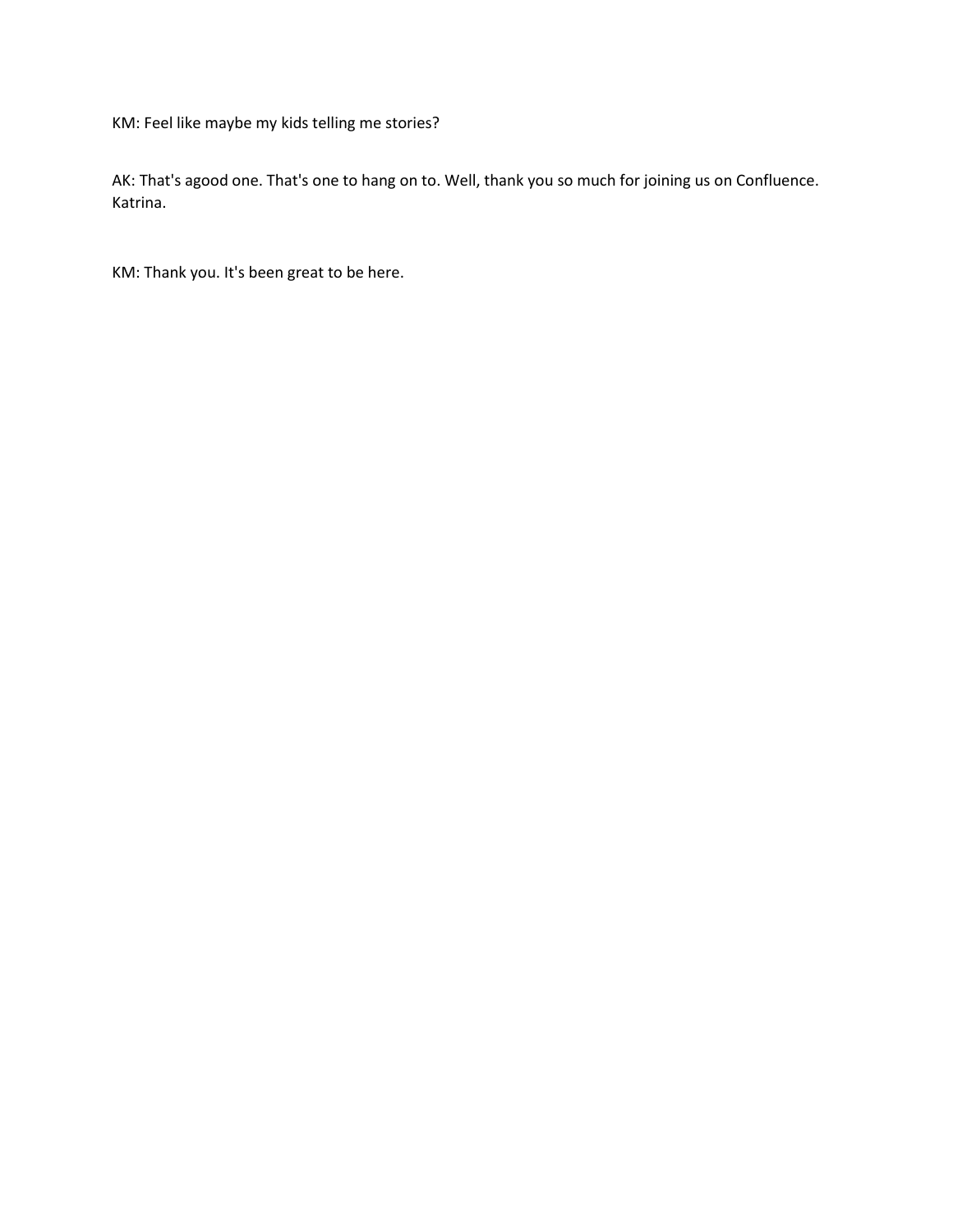KM: Feel like maybe my kids telling me stories?

AK: That's agood one. That's one to hang on to. Well, thank you so much for joining us on Confluence. Katrina.

KM: Thank you. It's been great to be here.